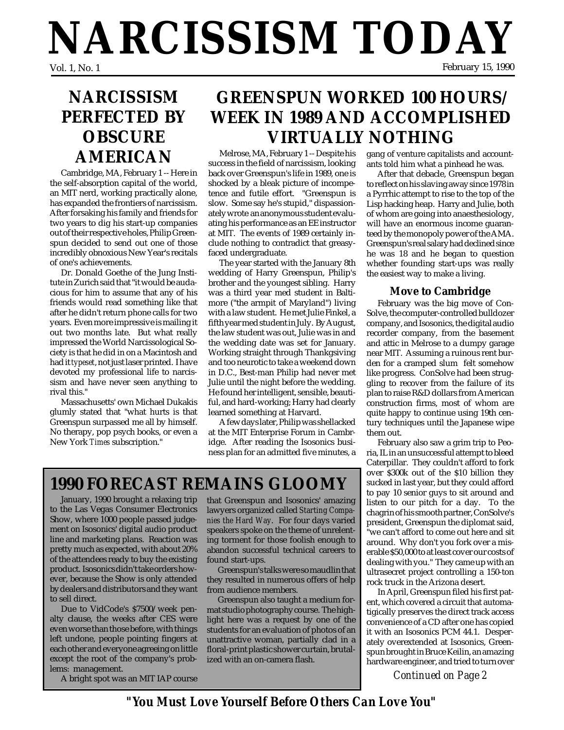# NARCISSISM TODAY

Vol. 1, No. 1 February 15, 1990

## NARCISSISM PERFECTED BY OBSCURE AMERICAN

Cambridge, MA, February 1 -- Here in the self-absorption capital of the world, an MIT nerd, working practically alone, has expanded the frontiers of narcissism. After forsaking his family and friends for two years to dig his start-up companies out of their respective holes, Philip Greenspun decided to send out one of those incredibly obnoxious New Year's recitals of one's achievements.

Dr. Donald Goethe of the Jung Institute in Zurich said that "it would be audacious for him to assume that any of his friends would read something like that after he didn't return phone calls for two years. Even more impressive is mailing it out two months late. But what really impressed the World Narcissological Society is that he did in on a Macintosh and had it *typeset*, not just laser printed. I have devoted my professional life to narcissism and have never seen anything to rival this."

Massachusetts' own Michael Dukakis glumly stated that "what hurts is that Greenspun surpassed me all by himself. No therapy, pop psych books, or even a New York *Times* subscription."

## GREENSPUN WORKED 100 HOURS/ WEEK IN 1989 AND ACCOMPLISHED VIRTUALLY NOTHING

Melrose, MA, February 1 -- Despite his success in the field of narcissism, looking back over Greenspun's life in 1989, one is shocked by a bleak picture of incompetence and futile effort. "Greenspun is slow. Some say he's stupid," dispassionately wrote an anonymous student evaluating his performance as an EE instructor at MIT. The events of 1989 certainly include nothing to contradict that greasy-faced undergraduate.

The year started with the January 8th wedding of Harry Greenspun, Philip's brother and the youngest sibling. Harry was a third year med student in Baltimore ("the armpit of Maryland") living with a law student. He met Julie Finkel, a fifth year med student in July. By August, the law student was out, Julie was in and the wedding date was set for January. Working straight through Thanksgsiving and too neurotic to take a weekend down in D.C., Best-man Philip had never met Julie until the night before the wedding. He found her intelligent, sensible, beautiful, and hard-working; Harry had clearly learned something at Harvard.

A few days later, Philip was shellacked at the MIT Enterprise Forum in Cambridge. After reading the Isosonics business plan for an admitted five minutes, a gang of venture capitalists and accountants told him what a pinhead he was.

After that debacle, Greenspun began to reflect on his slaving away since 1978 in a Pyrrhic attempt to rise to the top of the Lisp hacking heap. Harry and Julie, both of whom are going into anaesthesiology, will have an enormous income guaranteed by the monopoly power of the AMA. Greenspun's real salary had declined since he was 18 and he began to question whether founding start-ups was really the easiest way to make a living.

### Move to Cambridge

February was the big move of ConSolve, the computer-controlled bulldozer company, and Isosonics, the digital audio recorder company, from the basement and attic in Melrose to a dumpy garage near MIT. Assuming a ruinous rent burden for a cramped slum felt somehow like progress. ConSolve had been struggling to recover from the failure of its plan to raise R&D dollars from American construction firms, most of whom are quite happy to continue using 19th century techniques until the Japanese wipe them out.

February also saw a grim trip to Peoria, IL in an unsuccessful attempt to bleed Caterpillar. They couldn't afford to fork over \$300k out of the \$10 billion they sucked in last year, but they could afford to pay 10 senior guys to sit around and listen to our pitch for a day. To the chagrin of his smooth partner, ConSolve's president, Greenspun the diplomat said, "we can't afford to come out here and sit around. Why don't you fork over a miserable \$50,000 to at least cover our costs of dealing with you." They came up with an ultrasecret project controlling a 150-ton rock truck in the Arizona desert.

In April, Greenspun filed his first patent, which covered a circuit that automatigically preserves the direct track access convenience of a CD after one has copied it with an Isosonics PCM 44.1. Desperately overextended at Isosonics, Greenspun brought in Bruce Keilin, an amazing hardware engineer, and tried to turn over

*Continued on Page 2*

## 1990 FORECAST REMAINS GLOOMY

January, 1990 brought a relaxing trip to the Las Vegas Consumer Electronics Show, where 1000 people passed judgement on Isosonics' digital audio product line and marketing plans. Reaction was pretty much as expected, with about 20% of the attendees ready to buy the existing product. Isosonics didn't take orders however, because the Show is only attended by dealers and distributors and they want to sell direct.

Due to VidCode's \$7500/week penalty clause, the weeks after CES were even worse than those before, with things left undone, people pointing fingers at each other and everyone agreeing on little except the root of the company's problems: management.

A bright spot was an MIT IAP course that Greenspun and Isosonics' amazing lawyers organized called *Starting Companies the Hard Way*. For four days varied speakers spoke on the theme of unrelenting torment for those foolish enough to abandon successful technical careers to found start-ups.

Greenspun's talks were so maudlin that they resulted in numerous offers of help from audience members.

Greenspun also taught a medium format studio photography course. The highlight here was a request by one of the students for an evaluation of photos of an unattractive woman, partially clad in a floral-print plastic shower curtain, brutalized with an on-camera flash.

**"You Must Love Yourself Before Others Can Love You"**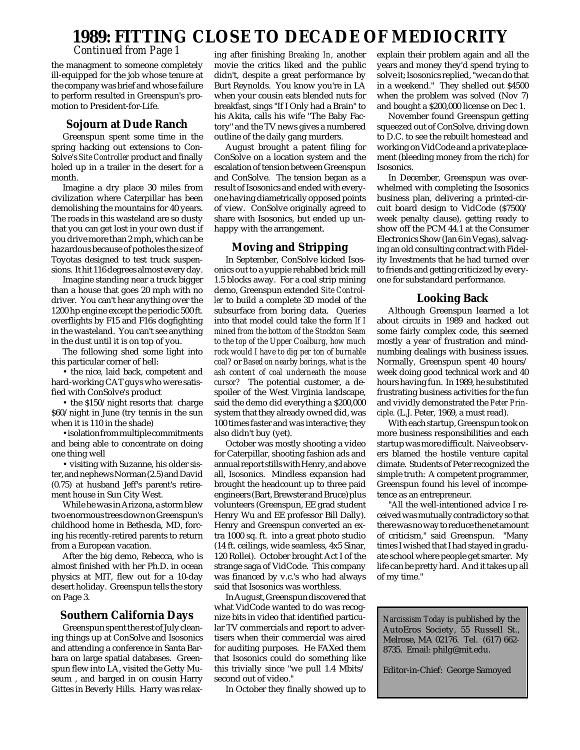# 1989: FITTING CLOSE TO DECADE OF MEDIOCRITY

*Continued from Page 1*

the managment to someone completely ill-equipped for the job whose tenure at the company was brief and whose failure to perform resulted in Greenspun's promotion to President-for-Life.

### Sojourn at Dude Ranch

Greenspun spent some time in the spring hacking out extensions to ConSolve's *Site Controller* product and finally holed up in a trailer in the desert for a month.

Imagine a dry place 30 miles from civilization where Caterpillar has been demolishing the mountains for 40 years. The roads in this wasteland are so dusty that you can get lost in your own dust if you drive more than 2 mph, which can be hazardous because of potholes the size of Toyotas designed to test truck suspensions. It hit 116 degrees almost every day.

Imagine standing near a truck bigger than a house that goes 20 mph with no driver. You can't hear anything over the 1200 hp engine except the periodic 500 ft. overflights by F15 and F16s dogfighting in the wasteland. You can't see anything in the dust until it is on top of you.

The following shed some light into this particular corner of hell:

- the nice, laid back, competent and hard-working CAT guys who were satisfied with ConSolve's product
- the $150/night resorts that charge $60/night in June (try tennis in the sun when it is 110 in the shade)
- isolation from multiple commitments and being able to concentrate on doing one thing well
- visiting with Suzanne, his older sister, and nephews Norman (2.5) and David (0.75) at husband Jeff's parent's retirement house in Sun City West.

While he was in Arizona, a storm blew two enormous trees down on Greenspun's childhood home in Bethesda, MD, forcing his recently-retired parents to return from a European vacation.

After the big demo, Rebecca, who is almost finished with her Ph.D. in ocean physics at MIT, flew out for a 10-day desert holiday. Greenspun tells the story on Page 3.

### Southern California Days

Greenspun spent the rest of July cleaning things up at ConSolve and Isosonics and attending a conference in Santa Barbara on large spatial databases. Greenspun flew into LA, visited the Getty Museum , and barged in on cousin Harry Gittes in Beverly Hills. Harry was relaxing after finishing *Breaking In*, another movie the critics liked and the public didn't, despite a great performance by Burt Reynolds. You know you're in LA when your cousin eats blended nuts for breakfast, sings "If I Only had a Brain" to his Akita, calls his wife "The Baby Factory" and the TV news gives a numbered outline of the daily gang murders.

August brought a patent filing for ConSolve on a location system and the escalation of tension between Greenspun and ConSolve. The tension began as a result of Isosonics and ended with everyone having diametrically opposed points of view. ConSolve originally agreed to share with Isosonics, but ended up unhappy with the arrangement.

### Moving and Stripping

In September, ConSolve kicked Isosonics out to a yuppie rehabbed brick mill 1.5 blocks away. For a coal strip mining demo, Greenspun extended *Site Controller* to build a complete 3D model of the subsurface from boring data. Queries into that model could take the form *If I mined from the bottom of the Stockton Seam to the top of the Upper Coalburg, how much rock would I have to dig per ton of burnable coal?* or *Based on nearby borings, what is the ash content of coal underneath the mouse cursor?* The potential customer, a despoiler of the West Virginia landscape, said the demo did everything a $200,000 system that they already owned did, was 100 times faster and was interactive; they also didn't buy (yet).

October was mostly shooting a video for Caterpillar, shooting fashion ads and annual report stills with Henry, and above all, Isosonics. Mindless expansion had brought the headcount up to three paid engineers (Bart, Brewster and Bruce) plus volunteers (Greenspun, EE grad student Henry Wu and EE professor Bill Dally). Henry and Greenspun converted an extra 1000 sq. ft. into a great photo studio (14 ft. ceilings, wide seamless, 4x5 Sinar, 120 Rollei). October brought Act I of the strange saga of VidCode. This company was financed by v.c.'s who had always said that Isosonics was worthless.

In August, Greenspun discovered that what VidCode wanted to do was recognize bits in video that identified particular TV commercials and report to advertisers when their commercial was aired for auditing purposes. He FAXed them that Isosonics could do something like this trivially since "we pull 1.4 Mbits/second out of video."

In October they finally showed up to explain their problem again and all the years and money they'd spend trying to solve it; Isosonics replied, "we can do that in a weekend." They shelled out $4500 when the problem was solved (Nov 7) and bought a $200,000 license on Dec 1.

November found Greenspun getting squeezed out of ConSolve, driving down to D.C. to see the rebuilt homestead and working on VidCode and a private placement (bleeding money from the rich) for Isosonics.

In December, Greenspun was overwhelmed with completing the Isosonics business plan, delivering a printed-circuit board design to VidCode ($7500/week penalty clause), getting ready to show off the PCM 44.1 at the Consumer Electronics Show (Jan 6 in Vegas), salvaging an old consulting contract with Fidelity Investments that he had turned over to friends and getting criticized by everyone for substandard performance.

### Looking Back

Although Greenspun learned a lot about circuits in 1989 and hacked out some fairly complex code, this seemed mostly a year of frustration and mind-numbing dealings with business issues. Normally, Greenspun spent 40 hours/week doing good technical work and 40 hours having fun. In 1989, he substituted frustrating business activities for the fun and vividly demonstrated the *Peter Principle*. (L.J. Peter, 1969, a must read).

With each startup, Greenspun took on more business responsibilities and each startup was more difficult. Naive observers blamed the hostile venture capital climate. Students of Peter recognized the simple truth: A competent programmer, Greenspun found his level of incompetence as an entrepreneur.

"All the well-intentioned advice I received was mutually contradictory so that there was no way to reduce the net amount of criticism," said Greenspun. "Many times I wished that I had stayed in graduate school where people get smarter. My life can be pretty hard. And it takes up all of my time."

*Narcissism Today* is published by the AutoEros Society, 55 Russell St., Melrose, MA 02176. Tel. (617) 662-8735. Email: philg@mit.edu.

Editor-in-Chief: George Samoyed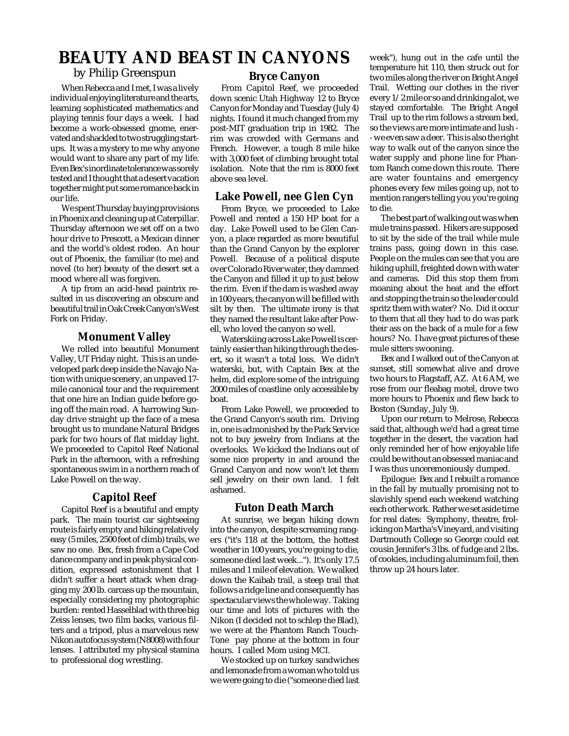# BEAUTY AND BEAST IN CANYONS

by Philip Greenspun

When Rebecca and I met, I was a lively individual enjoying literature and the arts, learning sophisticated mathematics and playing tennis four days a week. I had become a work-obsessed gnome, enervated and shackled to two struggling start-ups. It was a mystery to me why anyone would want to share any part of my life. Even Bex's inordinate tolerance was sorely tested and I thought that a desert vacation together might put some romance back in our life.

We spent Thursday buying provisions in Phoenix and cleaning up at Caterpillar. Thursday afternoon we set off on a two hour drive to Prescott, a Mexican dinner and the world's oldest rodeo. An hour out of Phoenix, the familiar (to me) and novel (to her) beauty of the desert set a mood where all was forgiven.

A tip from an acid-head paintrix resulted in us discovering an obscure and beautiful trail in Oak Creek Canyon's West Fork on Friday.

## Monument Valley

We rolled into beautiful Monument Valley, UT Friday night. This is an undeveloped park deep inside the Navajo Nation with unique scenery, an unpaved 17-mile canonical tour and the requirement that one hire an Indian guide before going off the main road. A harrowing Sunday drive straight up the face of a mesa brought us to mundane Natural Bridges park for two hours of flat midday light. We proceeded to Capitol Reef National Park in the afternoon, with a refreshing spontaneous swim in a northern reach of Lake Powell on the way.

## Capitol Reef

Capitol Reef is a beautiful and empty park. The main tourist car sightseeing route is fairly empty and hiking relatively easy (5 miles, 2500 feet of climb) trails, we saw no one. Bex, fresh from a Cape Cod dance company and in peak physical condition, expressed astonishment that I didn't suffer a heart attack when dragging my 200 lb. carcass up the mountain, especially considering my photographic burden: rented Hasselblad with three big Zeiss lenses, two film backs, various filters and a tripod, plus a marvelous new Nikon autofocus system (N8008) with four lenses. I attributed my physical stamina to professional dog wrestling.

## Bryce Canyon

From Capitol Reef, we proceeded down scenic Utah Highway 12 to Bryce Canyon for Monday and Tuesday (July 4) nights. I found it much changed from my post-MIT graduation trip in 1982. The rim was crowded with Germans and French. However, a tough 8 mile hike with 3,000 feet of climbing brought total isolation. Note that the rim is 8000 feet above sea level.

## Lake Powell, nee Glen Cyn

From Bryce, we proceeded to Lake Powell and rented a 150 HP boat for a day. Lake Powell used to be Glen Canyon, a place regarded as more beautiful than the Grand Canyon by the explorer Powell. Because of a political dispute over Colorado River water, they dammed the Canyon and filled it up to just below the rim. Even if the dam is washed away in 100 years, the canyon will be filled with silt by then. The ultimate irony is that they named the resultant lake after Powell, who loved the canyon so well.

Waterskiing across Lake Powell is certainly easier than hiking through the desert, so it wasn't a total loss. We didn't waterski, but, with Captain Bex at the helm, did explore some of the intriguing 2000 miles of coastline only accessible by boat.

From Lake Powell, we proceeded to the Grand Canyon's south rim. Driving in, one is admonished by the Park Service not to buy jewelry from Indians at the overlooks. We kicked the Indians out of some nice property in and around the Grand Canyon and now won't let them sell jewelry on their own land. I felt ashamed.

## Futon Death March

At sunrise, we began hiking down into the canyon, despite screaming rangers ("it's 118 at the bottom, the hottest weather in 100 years, you're going to die, someone died last week..."). It's only 17.5 miles and 1 mile of elevation. We walked down the Kaibab trail, a steep trail that follows a ridge line and consequently has spectacular views the whole way. Taking our time and lots of pictures with the Nikon (I decided not to schlep the Blad), we were at the Phantom Ranch Touch-Tone pay phone at the bottom in four hours. I called Mom using MCI.

We stocked up on turkey sandwiches and lemonade from a woman who told us we were going to die ("someone died last week"), hung out in the cafe until the temperature hit 110, then struck out for two miles along the river on Bright Angel Trail. Wetting our clothes in the river every 1/2 mile or so and drinking alot, we stayed comfortable. The Bright Angel Trail up to the rim follows a stream bed, so the views are more intimate and lush -- we even saw a deer. This is also the right way to walk out of the canyon since the water supply and phone line for Phantom Ranch come down this route. There are water fountains and emergency phones every few miles going up, not to mention rangers telling you you're going to die.

The best part of walking out was when mule trains passed. Hikers are supposed to sit by the side of the trail while mule trains pass, going down in this case. People on the mules can see that you are hiking uphill, freighted down with water and cameras. Did this stop them from moaning about the heat and the effort and stopping the train so the leader could spritz them with water? No. Did it occur to them that all they had to do was park their ass on the back of a mule for a few hours? No. I have great pictures of these mule sitters swooning.

Bex and I walked out of the Canyon at sunset, still somewhat alive and drove two hours to Flagstaff, AZ. At 6 AM, we rose from our fleabag motel, drove two more hours to Phoenix and flew back to Boston (Sunday, July 9).

Upon our return to Melrose, Rebecca said that, although we'd had a great time together in the desert, the vacation had only reminded her of how enjoyable life could be without an obsessed maniac and I was thus unceremoniously dumped.

Epilogue: Bex and I rebuilt a romance in the fall by mutually promising not to slavishly spend each weekend watching each other work. Rather we set aside time for real dates: Symphony, theatre, frolicking on Martha's Vineyard, and visiting Dartmouth College so George could eat cousin Jennifer's 3 lbs. of fudge and 2 lbs. of cookies, including aluminum foil, then throw up 24 hours later.